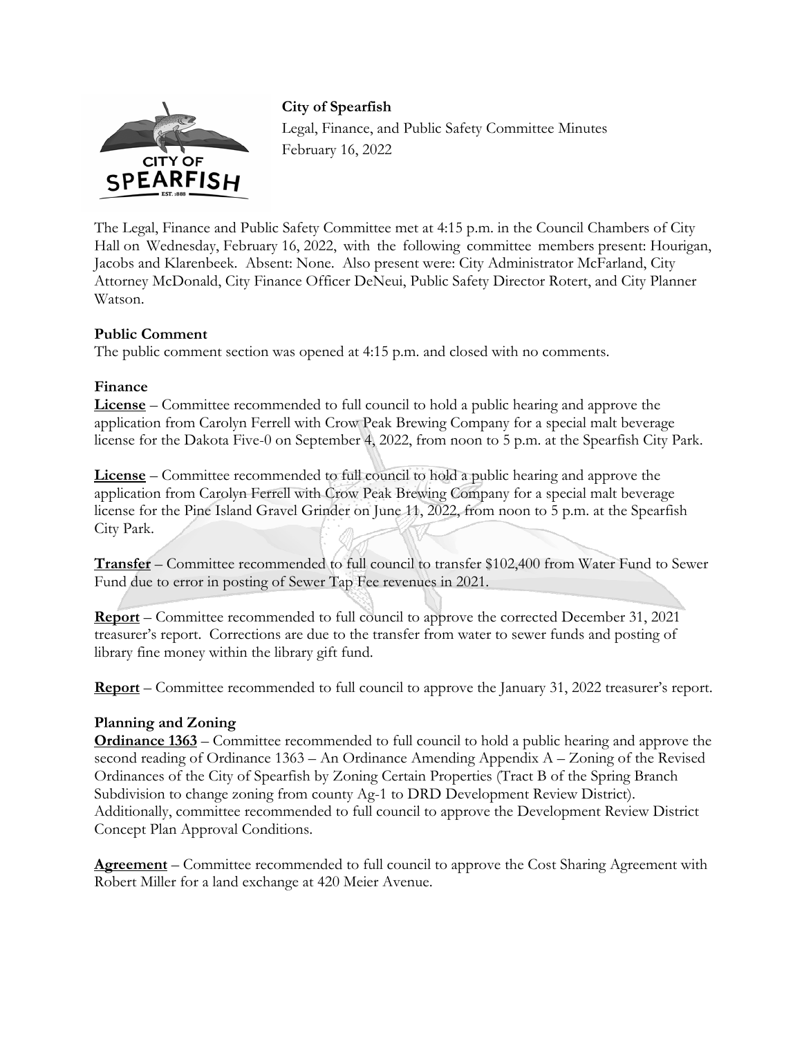**City of Spearfish**

Legal, Finance, and Public Safety Committee Minutes

February 16, 2022

The Legal, Finance and Public Safety Committee met at 4:15 p.m. in the Council Chambers of City Hall on Wednesday, February 16, 2022, with the following committee members present: Hourigan, Jacobs and Klarenbeek. Absent: None. Also present were: City Administrator McFarland, City Attorney McDonald, City Finance Officer DeNeui, Public Safety Director Rotert, and City Planner Watson.

**Public Comment**

The public comment section was opened at 4:15 p.m. and closed with no comments.

**Finance**

**License** – Committee recommended to full council to hold a public hearing and approve the application from Carolyn Ferrell with Crow Peak Brewing Company for a special malt beverage license for the Dakota Five-0 on September 4, 2022, from noon to 5 p.m. at the Spearfish City Park.

**License** – Committee recommended to full council to hold a public hearing and approve the application from Carolyn Ferrell with Crow Peak Brewing Company for a special malt beverage license for the Pine Island Gravel Grinder on June 11, 2022, from noon to 5 p.m. at the Spearfish City Park.

**Transfer** – Committee recommended to full council to transfer $102,400 from Water Fund to Sewer Fund due to error in posting of Sewer Tap Fee revenues in 2021.

**Report** – Committee recommended to full council to approve the corrected December 31, 2021 treasurer's report. Corrections are due to the transfer from water to sewer funds and posting of library fine money within the library gift fund.

**Report** – Committee recommended to full council to approve the January 31, 2022 treasurer's report.

**Planning and Zoning**

**Ordinance 1363** – Committee recommended to full council to hold a public hearing and approve the second reading of Ordinance 1363 – An Ordinance Amending Appendix A – Zoning of the Revised Ordinances of the City of Spearfish by Zoning Certain Properties (Tract B of the Spring Branch Subdivision to change zoning from county Ag-1 to DRD Development Review District). Additionally, committee recommended to full council to approve the Development Review District Concept Plan Approval Conditions.

**Agreement** – Committee recommended to full council to approve the Cost Sharing Agreement with Robert Miller for a land exchange at 420 Meier Avenue.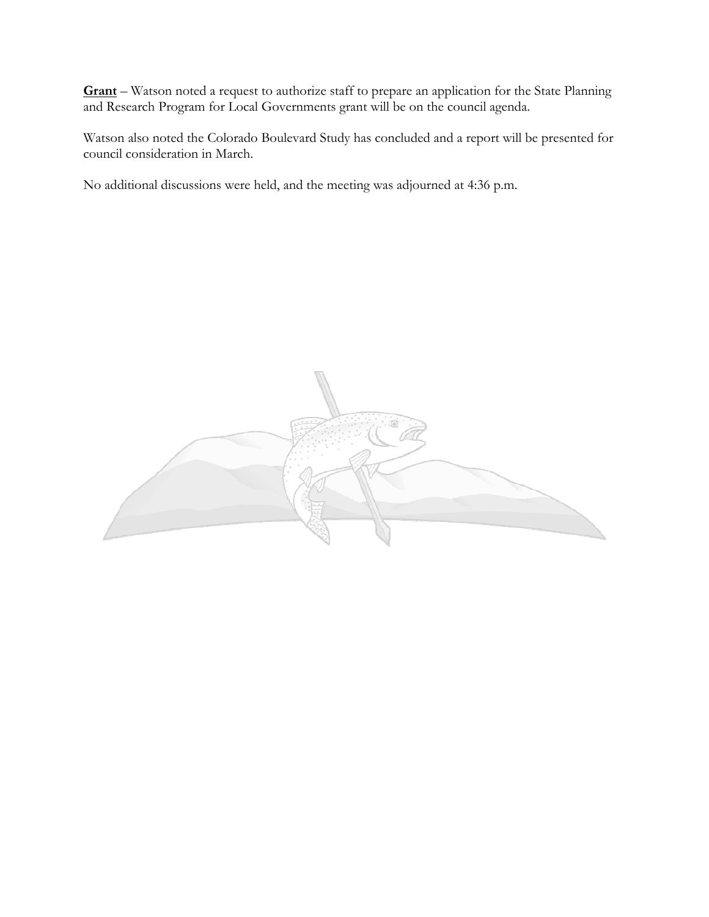**Grant** – Watson noted a request to authorize staff to prepare an application for the State Planning and Research Program for Local Governments grant will be on the council agenda.

Watson also noted the Colorado Boulevard Study has concluded and a report will be presented for council consideration in March.

No additional discussions were held, and the meeting was adjourned at 4:36 p.m.